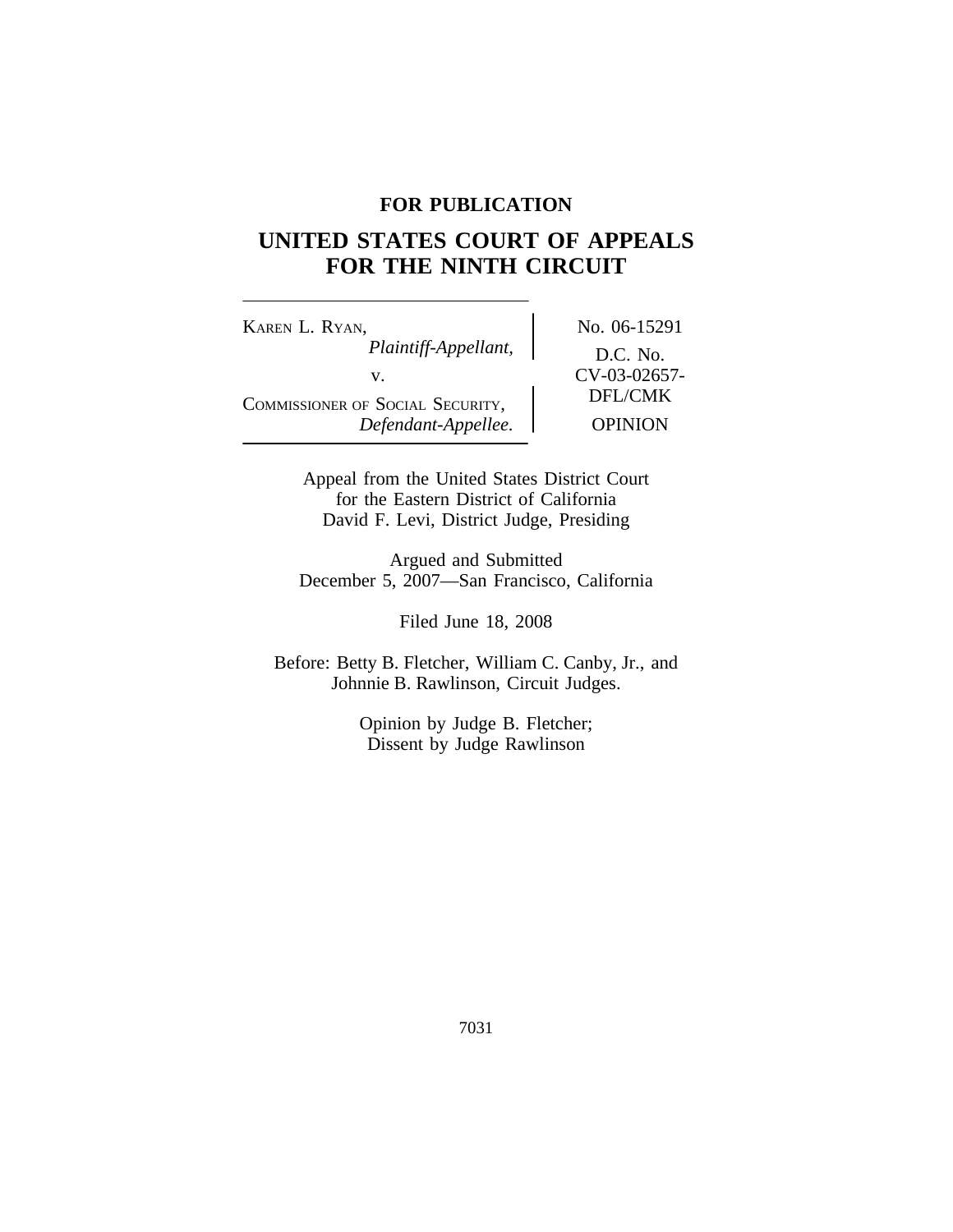**FOR PUBLICATION**

# UNITED STATES COURT OF APPEALS FOR THE NINTH CIRCUIT

| | |
|---|---|
| KAREN L. RYAN, *Plaintiff-Appellant,* v. COMMISSIONER OF SOCIAL SECURITY, *Defendant-Appellee.* | No. 06-15291 D.C. No. CV-03-02657-DFL/CMK OPINION |

Appeal from the United States District Court
for the Eastern District of California
David F. Levi, District Judge, Presiding

Argued and Submitted
December 5, 2007—San Francisco, California

Filed June 18, 2008

Before: Betty B. Fletcher, William C. Canby, Jr., and
Johnnie B. Rawlinson, Circuit Judges.

Opinion by Judge B. Fletcher;
Dissent by Judge Rawlinson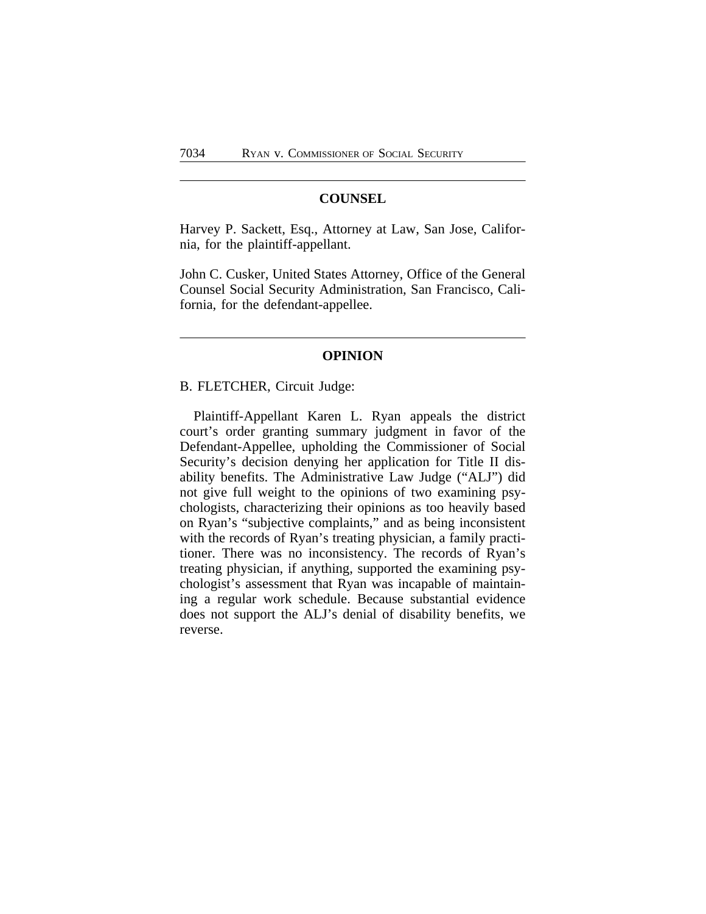## COUNSEL

Harvey P. Sackett, Esq., Attorney at Law, San Jose, California, for the plaintiff-appellant.

John C. Cusker, United States Attorney, Office of the General Counsel Social Security Administration, San Francisco, California, for the defendant-appellee.

## OPINION

B. FLETCHER, Circuit Judge:

Plaintiff-Appellant Karen L. Ryan appeals the district court's order granting summary judgment in favor of the Defendant-Appellee, upholding the Commissioner of Social Security's decision denying her application for Title II disability benefits. The Administrative Law Judge ("ALJ") did not give full weight to the opinions of two examining psychologists, characterizing their opinions as too heavily based on Ryan's "subjective complaints," and as being inconsistent with the records of Ryan's treating physician, a family practitioner. There was no inconsistency. The records of Ryan's treating physician, if anything, supported the examining psychologist's assessment that Ryan was incapable of maintaining a regular work schedule. Because substantial evidence does not support the ALJ's denial of disability benefits, we reverse.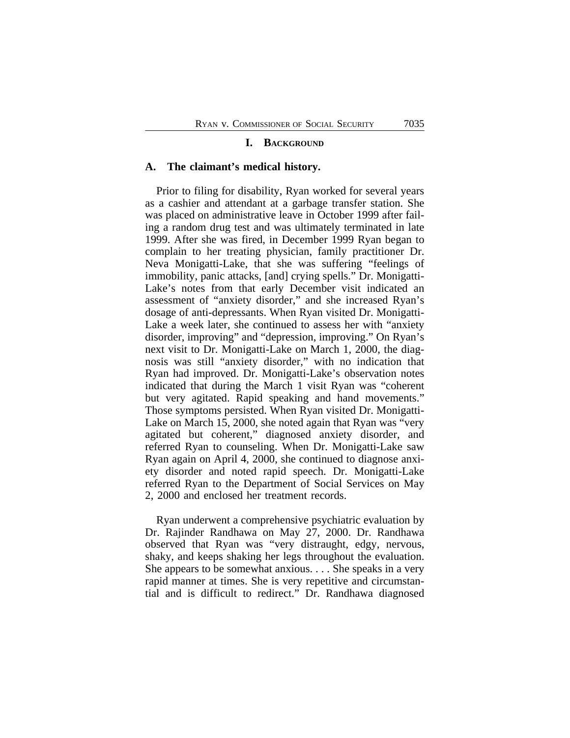## I. Background

### A. The claimant's medical history.

Prior to filing for disability, Ryan worked for several years as a cashier and attendant at a garbage transfer station. She was placed on administrative leave in October 1999 after failing a random drug test and was ultimately terminated in late 1999. After she was fired, in December 1999 Ryan began to complain to her treating physician, family practitioner Dr. Neva Monigatti-Lake, that she was suffering "feelings of immobility, panic attacks, [and] crying spells." Dr. Monigatti-Lake's notes from that early December visit indicated an assessment of "anxiety disorder," and she increased Ryan's dosage of anti-depressants. When Ryan visited Dr. Monigatti-Lake a week later, she continued to assess her with "anxiety disorder, improving" and "depression, improving." On Ryan's next visit to Dr. Monigatti-Lake on March 1, 2000, the diagnosis was still "anxiety disorder," with no indication that Ryan had improved. Dr. Monigatti-Lake's observation notes indicated that during the March 1 visit Ryan was "coherent but very agitated. Rapid speaking and hand movements." Those symptoms persisted. When Ryan visited Dr. Monigatti-Lake on March 15, 2000, she noted again that Ryan was "very agitated but coherent," diagnosed anxiety disorder, and referred Ryan to counseling. When Dr. Monigatti-Lake saw Ryan again on April 4, 2000, she continued to diagnose anxiety disorder and noted rapid speech. Dr. Monigatti-Lake referred Ryan to the Department of Social Services on May 2, 2000 and enclosed her treatment records.

Ryan underwent a comprehensive psychiatric evaluation by Dr. Rajinder Randhawa on May 27, 2000. Dr. Randhawa observed that Ryan was "very distraught, edgy, nervous, shaky, and keeps shaking her legs throughout the evaluation. She appears to be somewhat anxious. . . . She speaks in a very rapid manner at times. She is very repetitive and circumstantial and is difficult to redirect." Dr. Randhawa diagnosed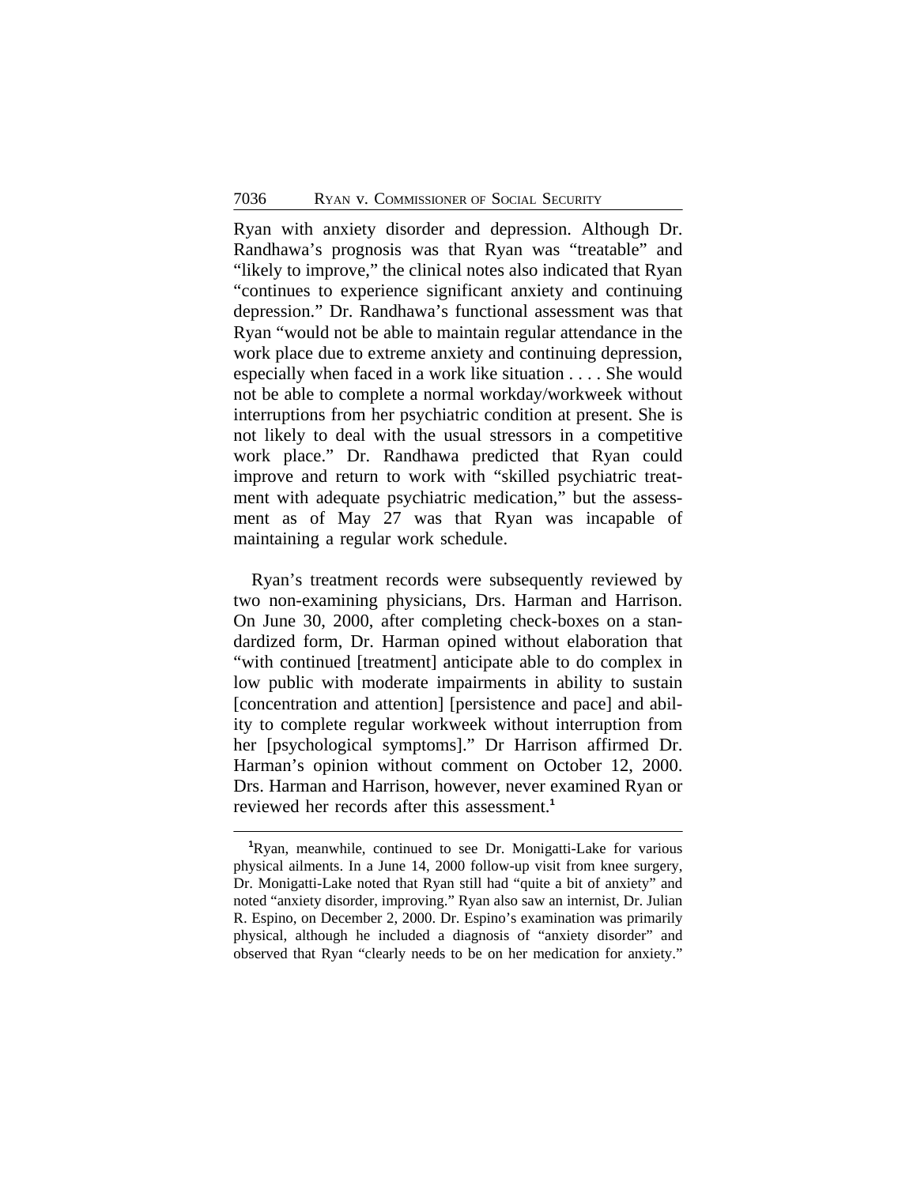Ryan with anxiety disorder and depression. Although Dr. Randhawa's prognosis was that Ryan was "treatable" and "likely to improve," the clinical notes also indicated that Ryan "continues to experience significant anxiety and continuing depression." Dr. Randhawa's functional assessment was that Ryan "would not be able to maintain regular attendance in the work place due to extreme anxiety and continuing depression, especially when faced in a work like situation . . . . She would not be able to complete a normal workday/workweek without interruptions from her psychiatric condition at present. She is not likely to deal with the usual stressors in a competitive work place." Dr. Randhawa predicted that Ryan could improve and return to work with "skilled psychiatric treatment with adequate psychiatric medication," but the assessment as of May 27 was that Ryan was incapable of maintaining a regular work schedule.

Ryan's treatment records were subsequently reviewed by two non-examining physicians, Drs. Harman and Harrison. On June 30, 2000, after completing check-boxes on a standardized form, Dr. Harman opined without elaboration that "with continued [treatment] anticipate able to do complex in low public with moderate impairments in ability to sustain [concentration and attention] [persistence and pace] and ability to complete regular workweek without interruption from her [psychological symptoms]." Dr Harrison affirmed Dr. Harman's opinion without comment on October 12, 2000. Drs. Harman and Harrison, however, never examined Ryan or reviewed her records after this assessment.[1]

[1]Ryan, meanwhile, continued to see Dr. Monigatti-Lake for various physical ailments. In a June 14, 2000 follow-up visit from knee surgery, Dr. Monigatti-Lake noted that Ryan still had "quite a bit of anxiety" and noted "anxiety disorder, improving." Ryan also saw an internist, Dr. Julian R. Espino, on December 2, 2000. Dr. Espino's examination was primarily physical, although he included a diagnosis of "anxiety disorder" and observed that Ryan "clearly needs to be on her medication for anxiety."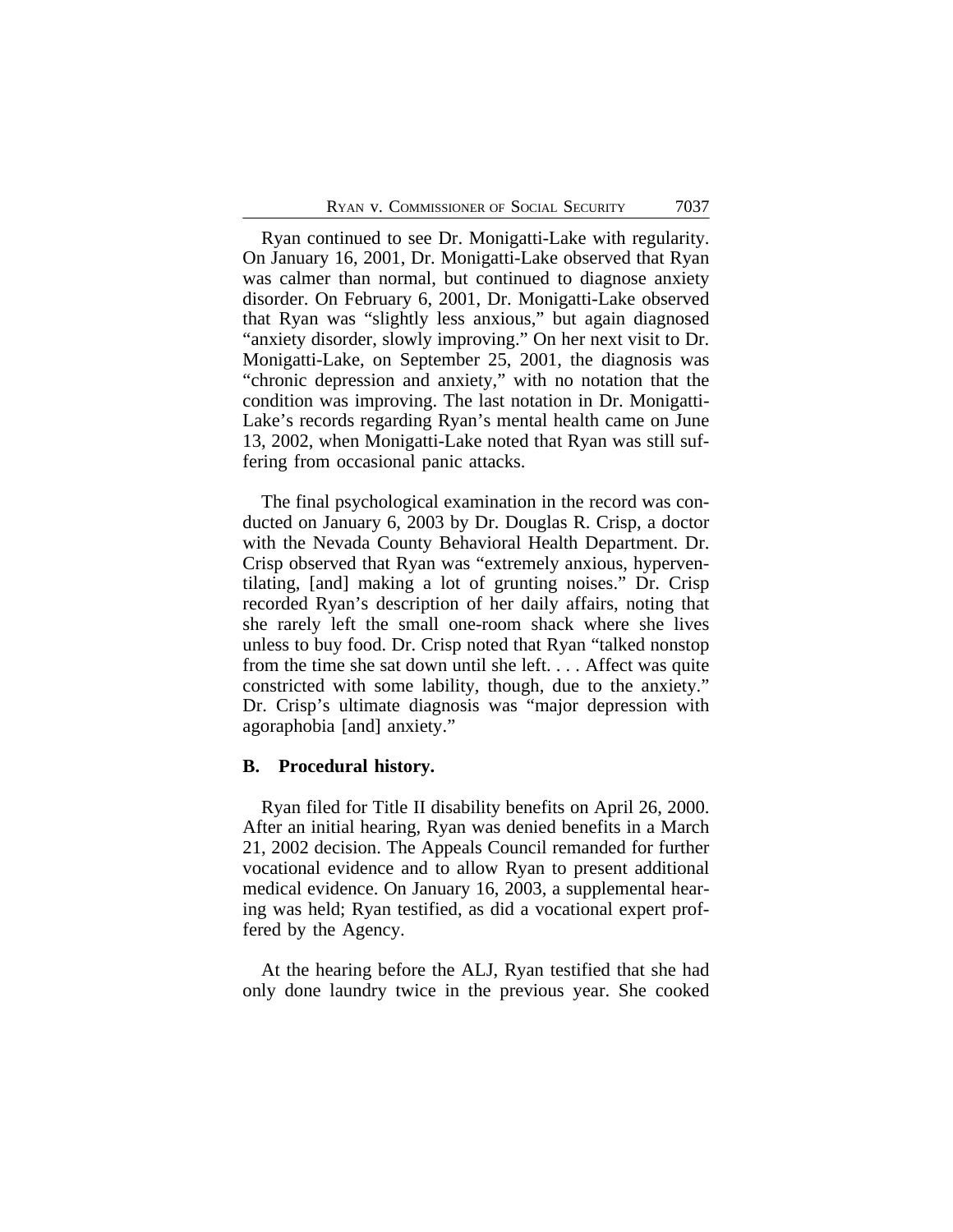Ryan continued to see Dr. Monigatti-Lake with regularity. On January 16, 2001, Dr. Monigatti-Lake observed that Ryan was calmer than normal, but continued to diagnose anxiety disorder. On February 6, 2001, Dr. Monigatti-Lake observed that Ryan was "slightly less anxious," but again diagnosed "anxiety disorder, slowly improving." On her next visit to Dr. Monigatti-Lake, on September 25, 2001, the diagnosis was "chronic depression and anxiety," with no notation that the condition was improving. The last notation in Dr. Monigatti-Lake's records regarding Ryan's mental health came on June 13, 2002, when Monigatti-Lake noted that Ryan was still suffering from occasional panic attacks.

The final psychological examination in the record was conducted on January 6, 2003 by Dr. Douglas R. Crisp, a doctor with the Nevada County Behavioral Health Department. Dr. Crisp observed that Ryan was "extremely anxious, hyperventilating, [and] making a lot of grunting noises." Dr. Crisp recorded Ryan's description of her daily affairs, noting that she rarely left the small one-room shack where she lives unless to buy food. Dr. Crisp noted that Ryan "talked nonstop from the time she sat down until she left. . . . Affect was quite constricted with some lability, though, due to the anxiety." Dr. Crisp's ultimate diagnosis was "major depression with agoraphobia [and] anxiety."

### B. Procedural history.

Ryan filed for Title II disability benefits on April 26, 2000. After an initial hearing, Ryan was denied benefits in a March 21, 2002 decision. The Appeals Council remanded for further vocational evidence and to allow Ryan to present additional medical evidence. On January 16, 2003, a supplemental hearing was held; Ryan testified, as did a vocational expert proffered by the Agency.

At the hearing before the ALJ, Ryan testified that she had only done laundry twice in the previous year. She cooked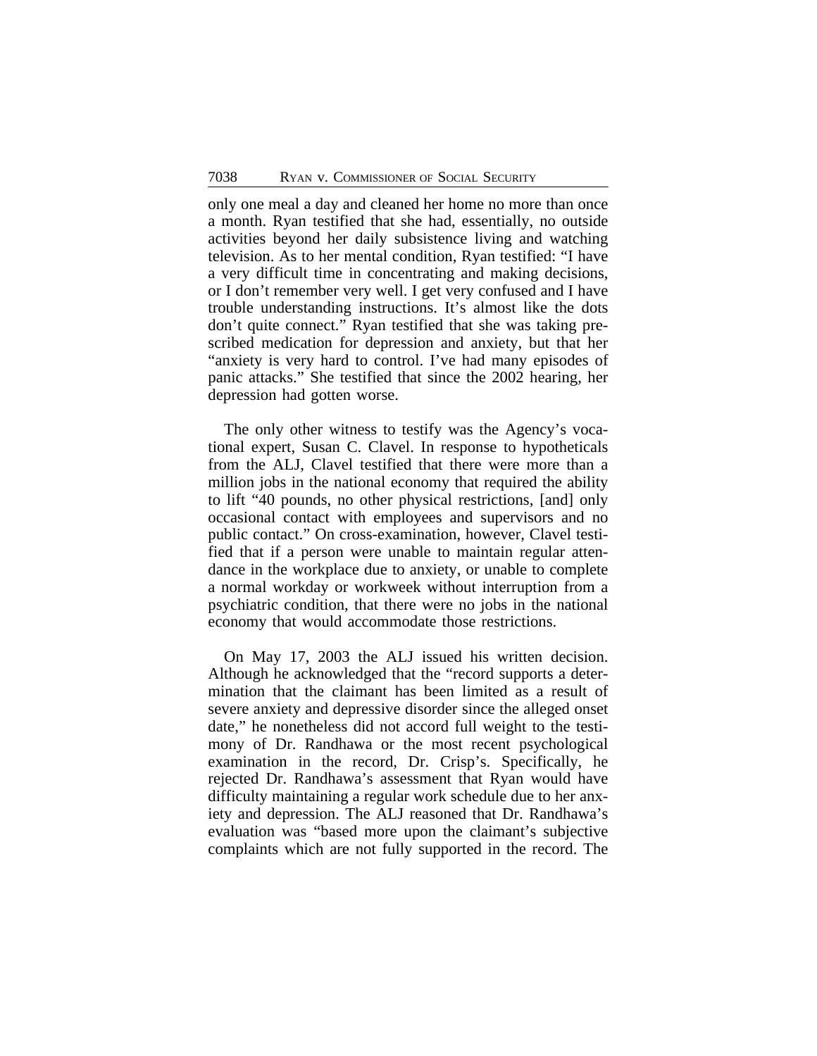only one meal a day and cleaned her home no more than once a month. Ryan testified that she had, essentially, no outside activities beyond her daily subsistence living and watching television. As to her mental condition, Ryan testified: "I have a very difficult time in concentrating and making decisions, or I don't remember very well. I get very confused and I have trouble understanding instructions. It's almost like the dots don't quite connect." Ryan testified that she was taking prescribed medication for depression and anxiety, but that her "anxiety is very hard to control. I've had many episodes of panic attacks." She testified that since the 2002 hearing, her depression had gotten worse.

The only other witness to testify was the Agency's vocational expert, Susan C. Clavel. In response to hypotheticals from the ALJ, Clavel testified that there were more than a million jobs in the national economy that required the ability to lift "40 pounds, no other physical restrictions, [and] only occasional contact with employees and supervisors and no public contact." On cross-examination, however, Clavel testified that if a person were unable to maintain regular attendance in the workplace due to anxiety, or unable to complete a normal workday or workweek without interruption from a psychiatric condition, that there were no jobs in the national economy that would accommodate those restrictions.

On May 17, 2003 the ALJ issued his written decision. Although he acknowledged that the "record supports a determination that the claimant has been limited as a result of severe anxiety and depressive disorder since the alleged onset date," he nonetheless did not accord full weight to the testimony of Dr. Randhawa or the most recent psychological examination in the record, Dr. Crisp's. Specifically, he rejected Dr. Randhawa's assessment that Ryan would have difficulty maintaining a regular work schedule due to her anxiety and depression. The ALJ reasoned that Dr. Randhawa's evaluation was "based more upon the claimant's subjective complaints which are not fully supported in the record. The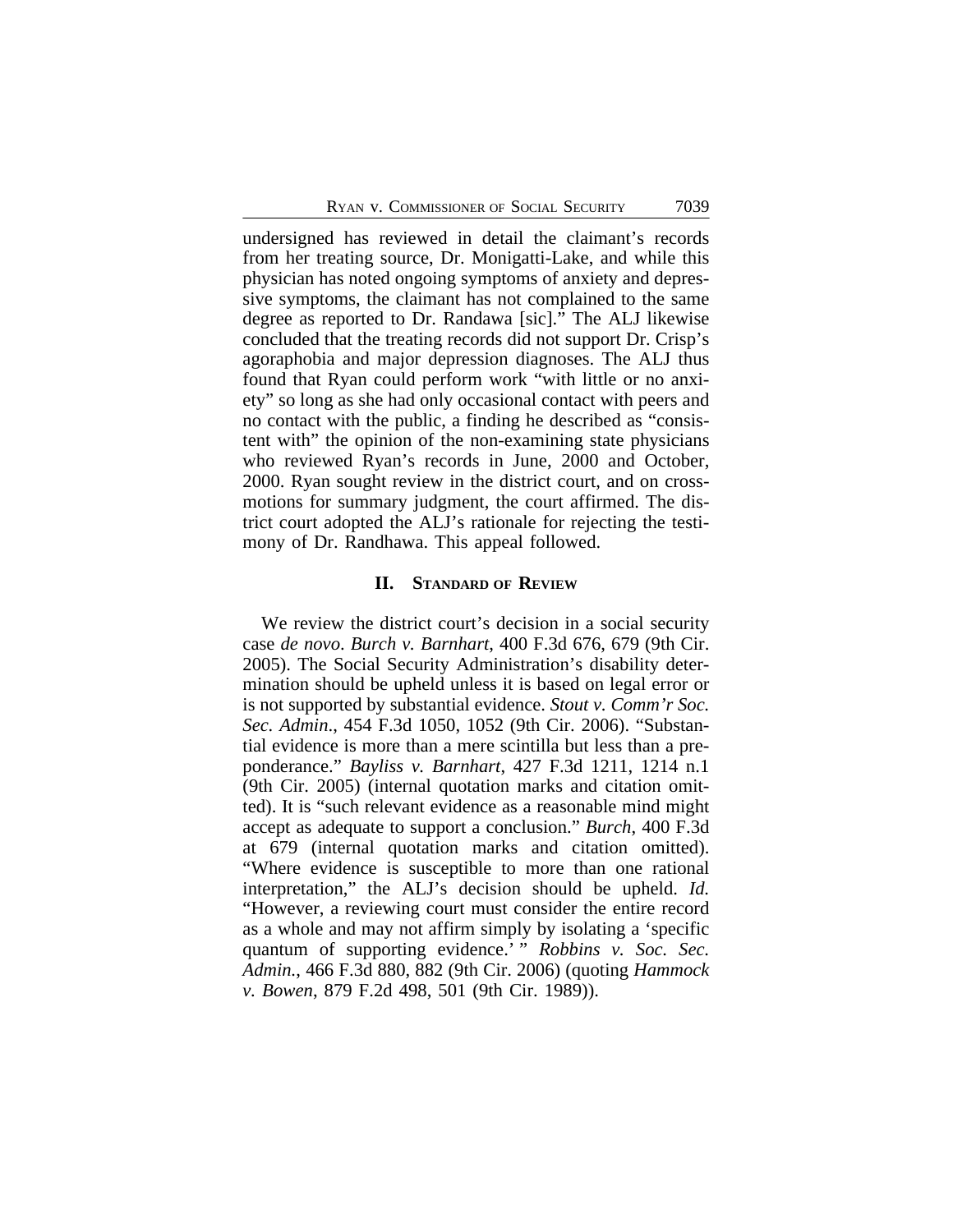undersigned has reviewed in detail the claimant's records from her treating source, Dr. Monigatti-Lake, and while this physician has noted ongoing symptoms of anxiety and depressive symptoms, the claimant has not complained to the same degree as reported to Dr. Randawa [sic]." The ALJ likewise concluded that the treating records did not support Dr. Crisp's agoraphobia and major depression diagnoses. The ALJ thus found that Ryan could perform work "with little or no anxiety" so long as she had only occasional contact with peers and no contact with the public, a finding he described as "consistent with" the opinion of the non-examining state physicians who reviewed Ryan's records in June, 2000 and October, 2000. Ryan sought review in the district court, and on cross-motions for summary judgment, the court affirmed. The district court adopted the ALJ's rationale for rejecting the testimony of Dr. Randhawa. This appeal followed.

## II. STANDARD OF REVIEW

We review the district court's decision in a social security case *de novo*. *Burch v. Barnhart*, 400 F.3d 676, 679 (9th Cir. 2005). The Social Security Administration's disability determination should be upheld unless it is based on legal error or is not supported by substantial evidence. *Stout v. Comm'r Soc. Sec. Admin.*, 454 F.3d 1050, 1052 (9th Cir. 2006). "Substantial evidence is more than a mere scintilla but less than a preponderance." *Bayliss v. Barnhart*, 427 F.3d 1211, 1214 n.1 (9th Cir. 2005) (internal quotation marks and citation omitted). It is "such relevant evidence as a reasonable mind might accept as adequate to support a conclusion." *Burch*, 400 F.3d at 679 (internal quotation marks and citation omitted). "Where evidence is susceptible to more than one rational interpretation," the ALJ's decision should be upheld. *Id.* "However, a reviewing court must consider the entire record as a whole and may not affirm simply by isolating a 'specific quantum of supporting evidence.' " *Robbins v. Soc. Sec. Admin.*, 466 F.3d 880, 882 (9th Cir. 2006) (quoting *Hammock v. Bowen*, 879 F.2d 498, 501 (9th Cir. 1989)).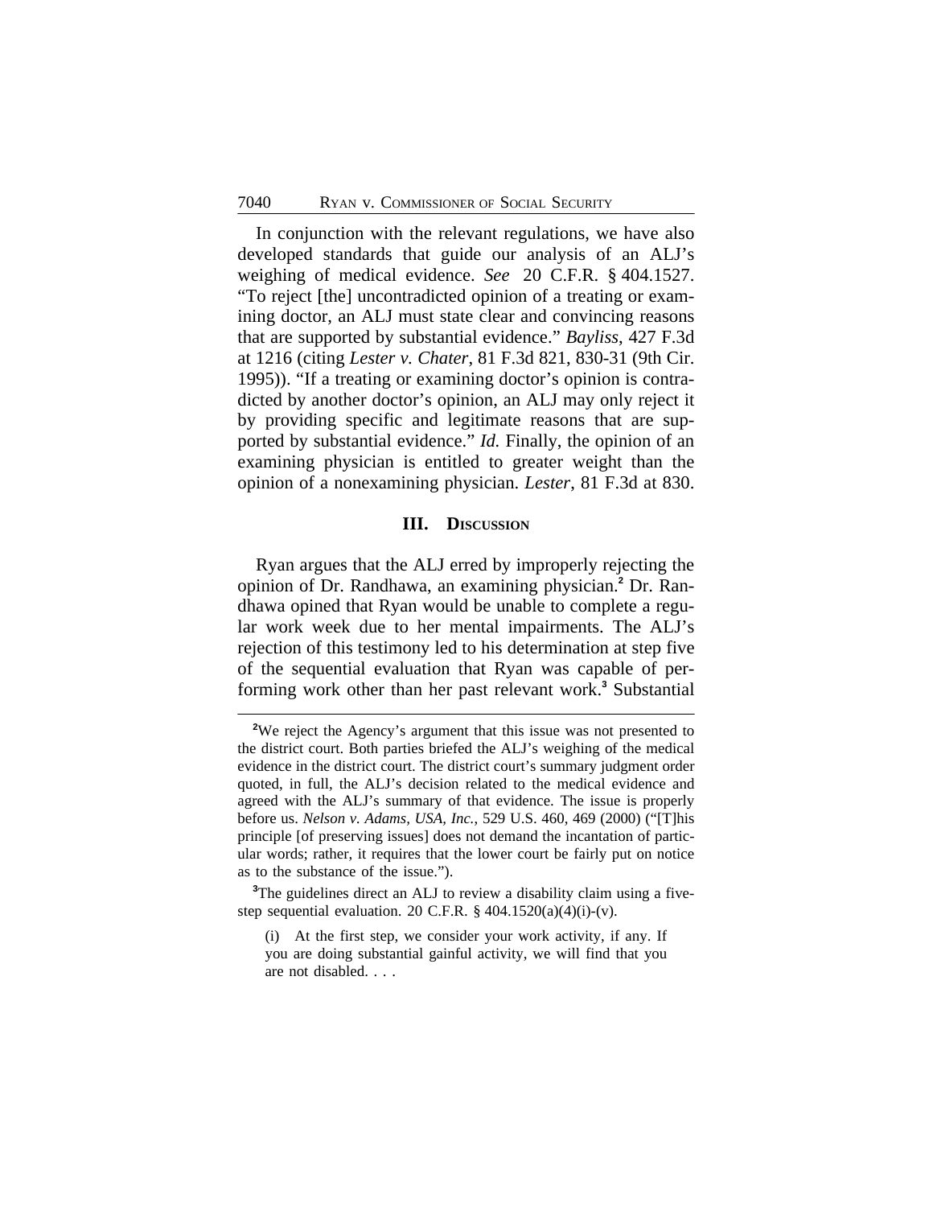In conjunction with the relevant regulations, we have also developed standards that guide our analysis of an ALJ's weighing of medical evidence. *See* 20 C.F.R. § 404.1527. "To reject [the] uncontradicted opinion of a treating or examining doctor, an ALJ must state clear and convincing reasons that are supported by substantial evidence." *Bayliss*, 427 F.3d at 1216 (citing *Lester v. Chater*, 81 F.3d 821, 830-31 (9th Cir. 1995)). "If a treating or examining doctor's opinion is contradicted by another doctor's opinion, an ALJ may only reject it by providing specific and legitimate reasons that are supported by substantial evidence." *Id.* Finally, the opinion of an examining physician is entitled to greater weight than the opinion of a nonexamining physician. *Lester*, 81 F.3d at 830.

## III. Discussion

Ryan argues that the ALJ erred by improperly rejecting the opinion of Dr. Randhawa, an examining physician.[2] Dr. Randhawa opined that Ryan would be unable to complete a regular work week due to her mental impairments. The ALJ's rejection of this testimony led to his determination at step five of the sequential evaluation that Ryan was capable of performing work other than her past relevant work.[3] Substantial

---

[2]We reject the Agency's argument that this issue was not presented to the district court. Both parties briefed the ALJ's weighing of the medical evidence in the district court. The district court's summary judgment order quoted, in full, the ALJ's decision related to the medical evidence and agreed with the ALJ's summary of that evidence. The issue is properly before us. *Nelson v. Adams, USA, Inc.*, 529 U.S. 460, 469 (2000) ("[T]his principle [of preserving issues] does not demand the incantation of particular words; rather, it requires that the lower court be fairly put on notice as to the substance of the issue.").

[3]The guidelines direct an ALJ to review a disability claim using a five-step sequential evaluation. 20 C.F.R. § 404.1520(a)(4)(i)-(v).

> (i) At the first step, we consider your work activity, if any. If you are doing substantial gainful activity, we will find that you are not disabled. . . .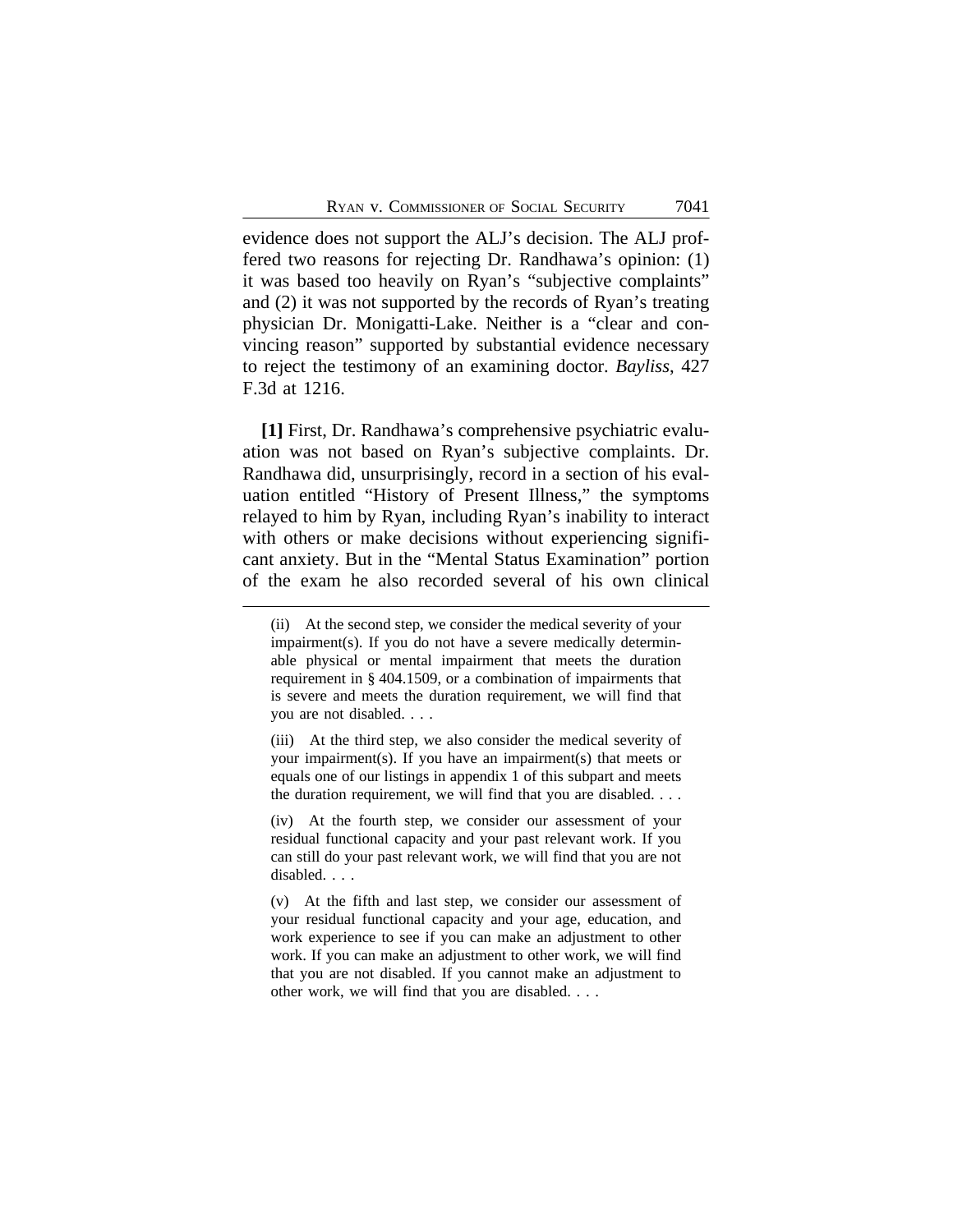evidence does not support the ALJ's decision. The ALJ proffered two reasons for rejecting Dr. Randhawa's opinion: (1) it was based too heavily on Ryan's "subjective complaints" and (2) it was not supported by the records of Ryan's treating physician Dr. Monigatti-Lake. Neither is a "clear and convincing reason" supported by substantial evidence necessary to reject the testimony of an examining doctor. *Bayliss*, 427 F.3d at 1216.

**[1]** First, Dr. Randhawa's comprehensive psychiatric evaluation was not based on Ryan's subjective complaints. Dr. Randhawa did, unsurprisingly, record in a section of his evaluation entitled "History of Present Illness," the symptoms relayed to him by Ryan, including Ryan's inability to interact with others or make decisions without experiencing significant anxiety. But in the "Mental Status Examination" portion of the exam he also recorded several of his own clinical

---

(ii) At the second step, we consider the medical severity of your impairment(s). If you do not have a severe medically determinable physical or mental impairment that meets the duration requirement in § 404.1509, or a combination of impairments that is severe and meets the duration requirement, we will find that you are not disabled. . . .

(iii) At the third step, we also consider the medical severity of your impairment(s). If you have an impairment(s) that meets or equals one of our listings in appendix 1 of this subpart and meets the duration requirement, we will find that you are disabled. . . .

(iv) At the fourth step, we consider our assessment of your residual functional capacity and your past relevant work. If you can still do your past relevant work, we will find that you are not disabled. . . .

(v) At the fifth and last step, we consider our assessment of your residual functional capacity and your age, education, and work experience to see if you can make an adjustment to other work. If you can make an adjustment to other work, we will find that you are not disabled. If you cannot make an adjustment to other work, we will find that you are disabled. . . .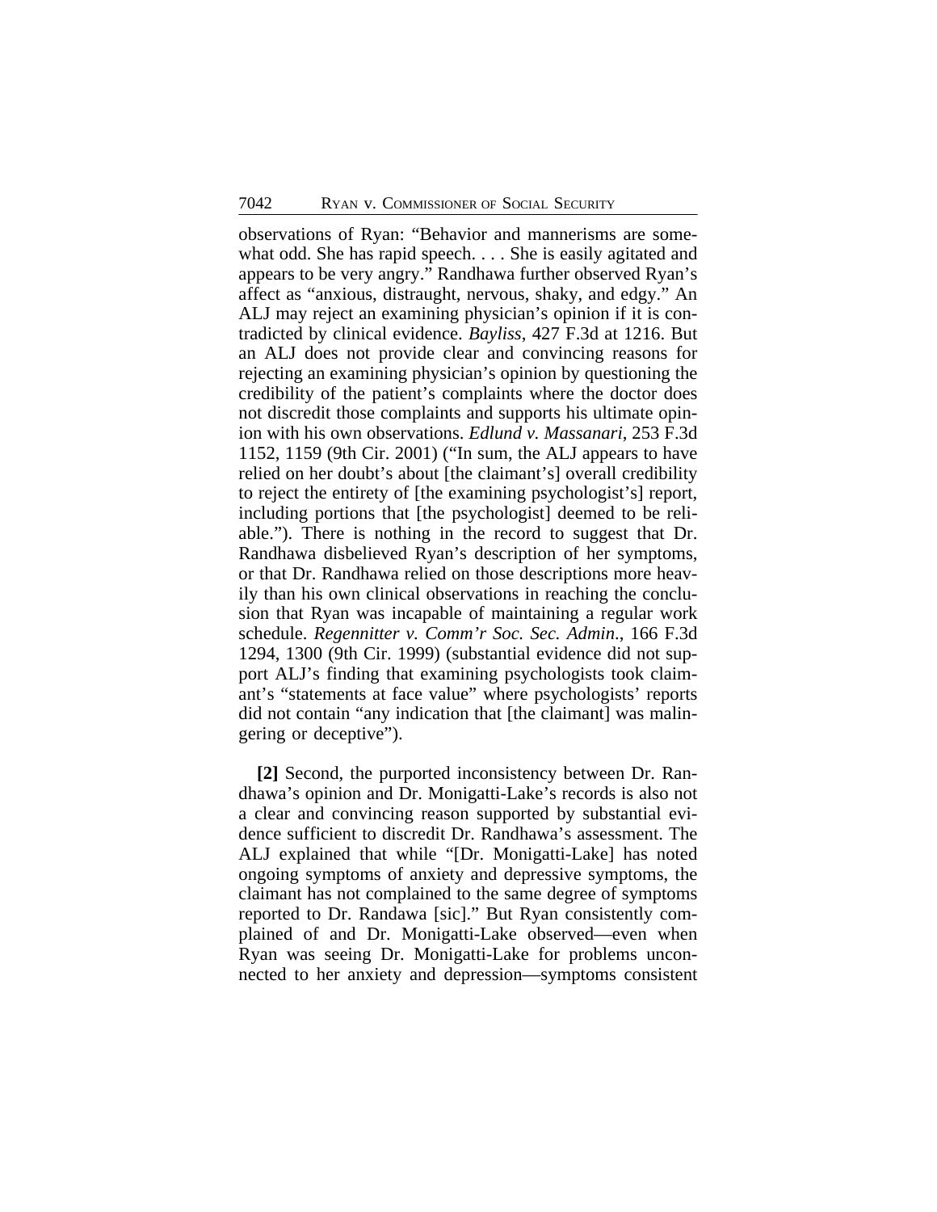observations of Ryan: "Behavior and mannerisms are somewhat odd. She has rapid speech. . . . She is easily agitated and appears to be very angry." Randhawa further observed Ryan's affect as "anxious, distraught, nervous, shaky, and edgy." An ALJ may reject an examining physician's opinion if it is contradicted by clinical evidence. *Bayliss*, 427 F.3d at 1216. But an ALJ does not provide clear and convincing reasons for rejecting an examining physician's opinion by questioning the credibility of the patient's complaints where the doctor does not discredit those complaints and supports his ultimate opinion with his own observations. *Edlund v. Massanari*, 253 F.3d 1152, 1159 (9th Cir. 2001) ("In sum, the ALJ appears to have relied on her doubt's about [the claimant's] overall credibility to reject the entirety of [the examining psychologist's] report, including portions that [the psychologist] deemed to be reliable."). There is nothing in the record to suggest that Dr. Randhawa disbelieved Ryan's description of her symptoms, or that Dr. Randhawa relied on those descriptions more heavily than his own clinical observations in reaching the conclusion that Ryan was incapable of maintaining a regular work schedule. *Regennitter v. Comm'r Soc. Sec. Admin.*, 166 F.3d 1294, 1300 (9th Cir. 1999) (substantial evidence did not support ALJ's finding that examining psychologists took claimant's "statements at face value" where psychologists' reports did not contain "any indication that [the claimant] was malingering or deceptive").

**[2]** Second, the purported inconsistency between Dr. Randhawa's opinion and Dr. Monigatti-Lake's records is also not a clear and convincing reason supported by substantial evidence sufficient to discredit Dr. Randhawa's assessment. The ALJ explained that while "[Dr. Monigatti-Lake] has noted ongoing symptoms of anxiety and depressive symptoms, the claimant has not complained to the same degree of symptoms reported to Dr. Randawa [sic]." But Ryan consistently complained of and Dr. Monigatti-Lake observed—even when Ryan was seeing Dr. Monigatti-Lake for problems unconnected to her anxiety and depression—symptoms consistent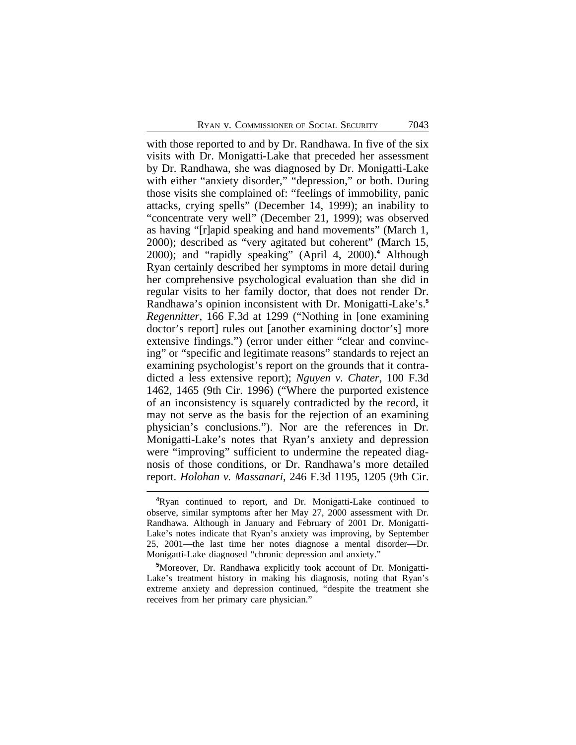with those reported to and by Dr. Randhawa. In five of the six visits with Dr. Monigatti-Lake that preceded her assessment by Dr. Randhawa, she was diagnosed by Dr. Monigatti-Lake with either "anxiety disorder," "depression," or both. During those visits she complained of: "feelings of immobility, panic attacks, crying spells" (December 14, 1999); an inability to "concentrate very well" (December 21, 1999); was observed as having "[r]apid speaking and hand movements" (March 1, 2000); described as "very agitated but coherent" (March 15, 2000); and "rapidly speaking" (April 4, 2000).[4] Although Ryan certainly described her symptoms in more detail during her comprehensive psychological evaluation than she did in regular visits to her family doctor, that does not render Dr. Randhawa's opinion inconsistent with Dr. Monigatti-Lake's.[5] *Regennitter*, 166 F.3d at 1299 ("Nothing in [one examining doctor's report] rules out [another examining doctor's] more extensive findings.") (error under either "clear and convincing" or "specific and legitimate reasons" standards to reject an examining psychologist's report on the grounds that it contradicted a less extensive report); *Nguyen v. Chater*, 100 F.3d 1462, 1465 (9th Cir. 1996) ("Where the purported existence of an inconsistency is squarely contradicted by the record, it may not serve as the basis for the rejection of an examining physician's conclusions."). Nor are the references in Dr. Monigatti-Lake's notes that Ryan's anxiety and depression were "improving" sufficient to undermine the repeated diagnosis of those conditions, or Dr. Randhawa's more detailed report. *Holohan v. Massanari*, 246 F.3d 1195, 1205 (9th Cir.

[4]Ryan continued to report, and Dr. Monigatti-Lake continued to observe, similar symptoms after her May 27, 2000 assessment with Dr. Randhawa. Although in January and February of 2001 Dr. Monigatti-Lake's notes indicate that Ryan's anxiety was improving, by September 25, 2001—the last time her notes diagnose a mental disorder—Dr. Monigatti-Lake diagnosed "chronic depression and anxiety."

[5]Moreover, Dr. Randhawa explicitly took account of Dr. Monigatti-Lake's treatment history in making his diagnosis, noting that Ryan's extreme anxiety and depression continued, "despite the treatment she receives from her primary care physician."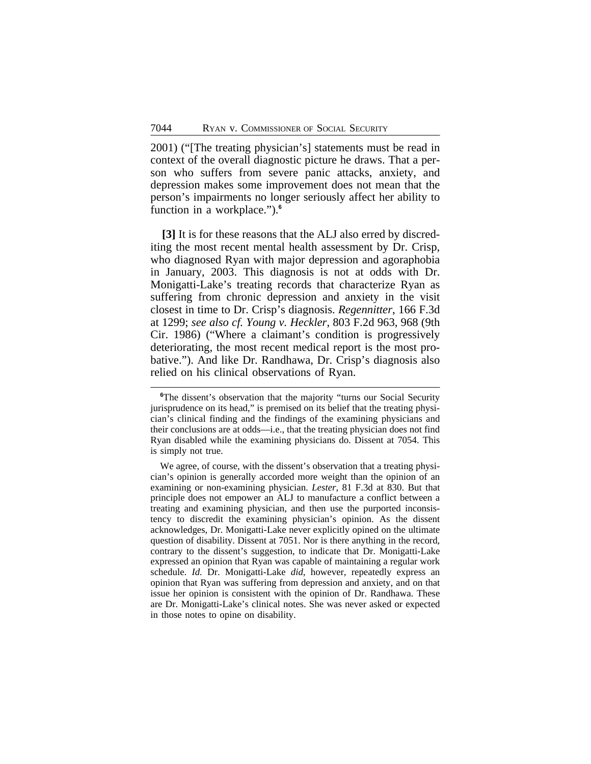2001) ("[The treating physician's] statements must be read in context of the overall diagnostic picture he draws. That a person who suffers from severe panic attacks, anxiety, and depression makes some improvement does not mean that the person's impairments no longer seriously affect her ability to function in a workplace.").[6]

**[3]** It is for these reasons that the ALJ also erred by discrediting the most recent mental health assessment by Dr. Crisp, who diagnosed Ryan with major depression and agoraphobia in January, 2003. This diagnosis is not at odds with Dr. Monigatti-Lake's treating records that characterize Ryan as suffering from chronic depression and anxiety in the visit closest in time to Dr. Crisp's diagnosis. *Regennitter*, 166 F.3d at 1299; *see also cf. Young v. Heckler*, 803 F.2d 963, 968 (9th Cir. 1986) ("Where a claimant's condition is progressively deteriorating, the most recent medical report is the most probative."). And like Dr. Randhawa, Dr. Crisp's diagnosis also relied on his clinical observations of Ryan.

---

[6]The dissent's observation that the majority "turns our Social Security jurisprudence on its head," is premised on its belief that the treating physician's clinical finding and the findings of the examining physicians and their conclusions are at odds—i.e., that the treating physician does not find Ryan disabled while the examining physicians do. Dissent at 7054. This is simply not true.

We agree, of course, with the dissent's observation that a treating physician's opinion is generally accorded more weight than the opinion of an examining or non-examining physician. *Lester*, 81 F.3d at 830. But that principle does not empower an ALJ to manufacture a conflict between a treating and examining physician, and then use the purported inconsistency to discredit the examining physician's opinion. As the dissent acknowledges, Dr. Monigatti-Lake never explicitly opined on the ultimate question of disability. Dissent at 7051. Nor is there anything in the record, contrary to the dissent's suggestion, to indicate that Dr. Monigatti-Lake expressed an opinion that Ryan was capable of maintaining a regular work schedule. *Id.* Dr. Monigatti-Lake *did*, however, repeatedly express an opinion that Ryan was suffering from depression and anxiety, and on that issue her opinion is consistent with the opinion of Dr. Randhawa. These are Dr. Monigatti-Lake's clinical notes. She was never asked or expected in those notes to opine on disability.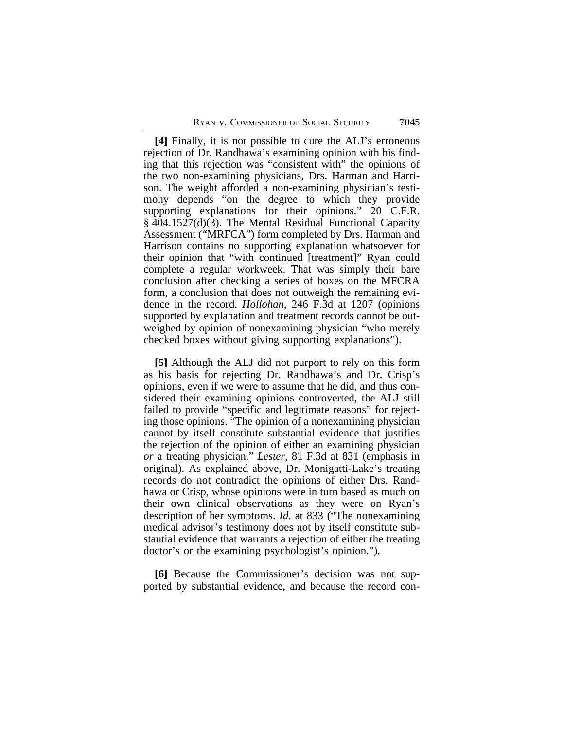**[4]** Finally, it is not possible to cure the ALJ's erroneous rejection of Dr. Randhawa's examining opinion with his finding that this rejection was "consistent with" the opinions of the two non-examining physicians, Drs. Harman and Harrison. The weight afforded a non-examining physician's testimony depends "on the degree to which they provide supporting explanations for their opinions." 20 C.F.R. § 404.1527(d)(3). The Mental Residual Functional Capacity Assessment ("MRFCA") form completed by Drs. Harman and Harrison contains no supporting explanation whatsoever for their opinion that "with continued [treatment]" Ryan could complete a regular workweek. That was simply their bare conclusion after checking a series of boxes on the MFCRA form, a conclusion that does not outweigh the remaining evidence in the record. *Hollohan*, 246 F.3d at 1207 (opinions supported by explanation and treatment records cannot be outweighed by opinion of nonexamining physician "who merely checked boxes without giving supporting explanations").

**[5]** Although the ALJ did not purport to rely on this form as his basis for rejecting Dr. Randhawa's and Dr. Crisp's opinions, even if we were to assume that he did, and thus considered their examining opinions controverted, the ALJ still failed to provide "specific and legitimate reasons" for rejecting those opinions. "The opinion of a nonexamining physician cannot by itself constitute substantial evidence that justifies the rejection of the opinion of either an examining physician *or* a treating physician." *Lester*, 81 F.3d at 831 (emphasis in original). As explained above, Dr. Monigatti-Lake's treating records do not contradict the opinions of either Drs. Randhawa or Crisp, whose opinions were in turn based as much on their own clinical observations as they were on Ryan's description of her symptoms. *Id.* at 833 ("The nonexamining medical advisor's testimony does not by itself constitute substantial evidence that warrants a rejection of either the treating doctor's or the examining psychologist's opinion.").

**[6]** Because the Commissioner's decision was not supported by substantial evidence, and because the record con-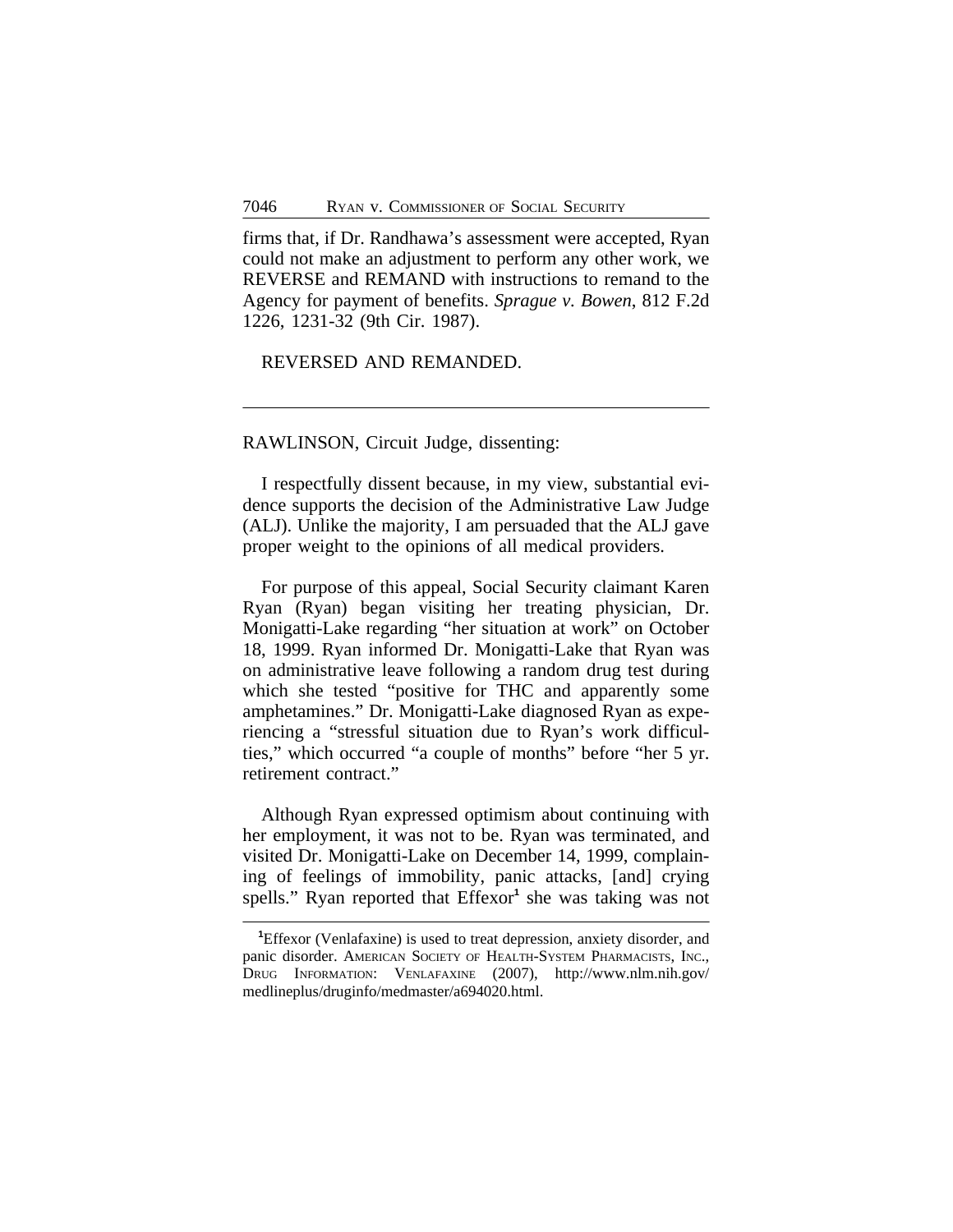firms that, if Dr. Randhawa's assessment were accepted, Ryan could not make an adjustment to perform any other work, we REVERSE and REMAND with instructions to remand to the Agency for payment of benefits. *Sprague v. Bowen*, 812 F.2d 1226, 1231-32 (9th Cir. 1987).

REVERSED AND REMANDED.

---

RAWLINSON, Circuit Judge, dissenting:

I respectfully dissent because, in my view, substantial evidence supports the decision of the Administrative Law Judge (ALJ). Unlike the majority, I am persuaded that the ALJ gave proper weight to the opinions of all medical providers.

For purpose of this appeal, Social Security claimant Karen Ryan (Ryan) began visiting her treating physician, Dr. Monigatti-Lake regarding "her situation at work" on October 18, 1999. Ryan informed Dr. Monigatti-Lake that Ryan was on administrative leave following a random drug test during which she tested "positive for THC and apparently some amphetamines." Dr. Monigatti-Lake diagnosed Ryan as experiencing a "stressful situation due to Ryan's work difficulties," which occurred "a couple of months" before "her 5 yr. retirement contract."

Although Ryan expressed optimism about continuing with her employment, it was not to be. Ryan was terminated, and visited Dr. Monigatti-Lake on December 14, 1999, complaining of feelings of immobility, panic attacks, [and] crying spells." Ryan reported that Effexor[1] she was taking was not

---

[1]Effexor (Venlafaxine) is used to treat depression, anxiety disorder, and panic disorder. AMERICAN SOCIETY OF HEALTH-SYSTEM PHARMACISTS, INC., DRUG INFORMATION: VENLAFAXINE (2007), http://www.nlm.nih.gov/medlineplus/druginfo/medmaster/a694020.html.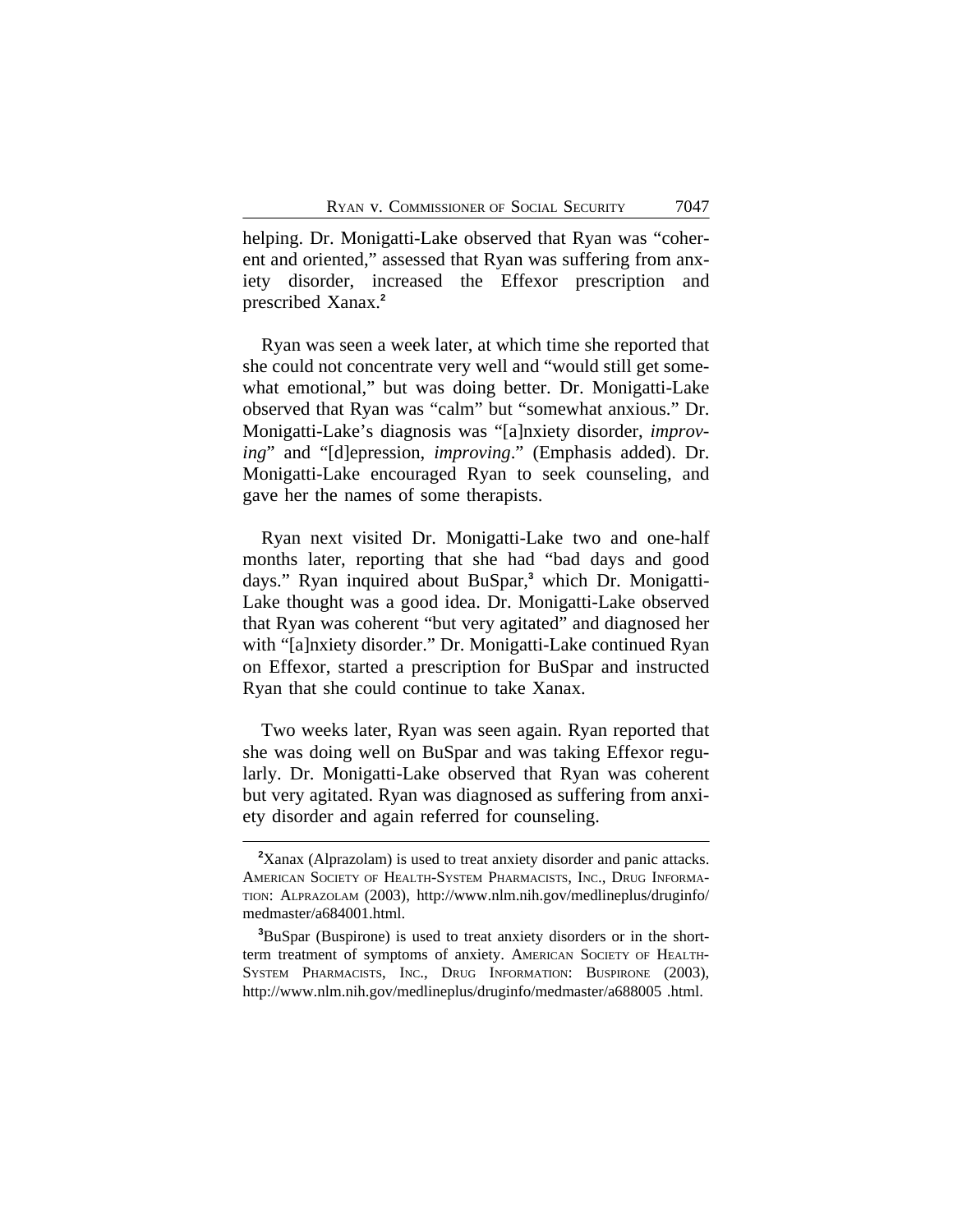helping. Dr. Monigatti-Lake observed that Ryan was "coherent and oriented," assessed that Ryan was suffering from anxiety disorder, increased the Effexor prescription and prescribed Xanax.[2]

Ryan was seen a week later, at which time she reported that she could not concentrate very well and "would still get somewhat emotional," but was doing better. Dr. Monigatti-Lake observed that Ryan was "calm" but "somewhat anxious." Dr. Monigatti-Lake's diagnosis was "[a]nxiety disorder, *improving*" and "[d]epression, *improving*." (Emphasis added). Dr. Monigatti-Lake encouraged Ryan to seek counseling, and gave her the names of some therapists.

Ryan next visited Dr. Monigatti-Lake two and one-half months later, reporting that she had "bad days and good days." Ryan inquired about BuSpar,[3] which Dr. Monigatti-Lake thought was a good idea. Dr. Monigatti-Lake observed that Ryan was coherent "but very agitated" and diagnosed her with "[a]nxiety disorder." Dr. Monigatti-Lake continued Ryan on Effexor, started a prescription for BuSpar and instructed Ryan that she could continue to take Xanax.

Two weeks later, Ryan was seen again. Ryan reported that she was doing well on BuSpar and was taking Effexor regularly. Dr. Monigatti-Lake observed that Ryan was coherent but very agitated. Ryan was diagnosed as suffering from anxiety disorder and again referred for counseling.

---

[2]Xanax (Alprazolam) is used to treat anxiety disorder and panic attacks. American Society of Health-System Pharmacists, Inc., Drug Information: Alprazolam (2003), http://www.nlm.nih.gov/medlineplus/druginfo/medmaster/a684001.html.

[3]BuSpar (Buspirone) is used to treat anxiety disorders or in the short-term treatment of symptoms of anxiety. American Society of Health-System Pharmacists, Inc., Drug Information: Buspirone (2003), http://www.nlm.nih.gov/medlineplus/druginfo/medmaster/a688005 .html.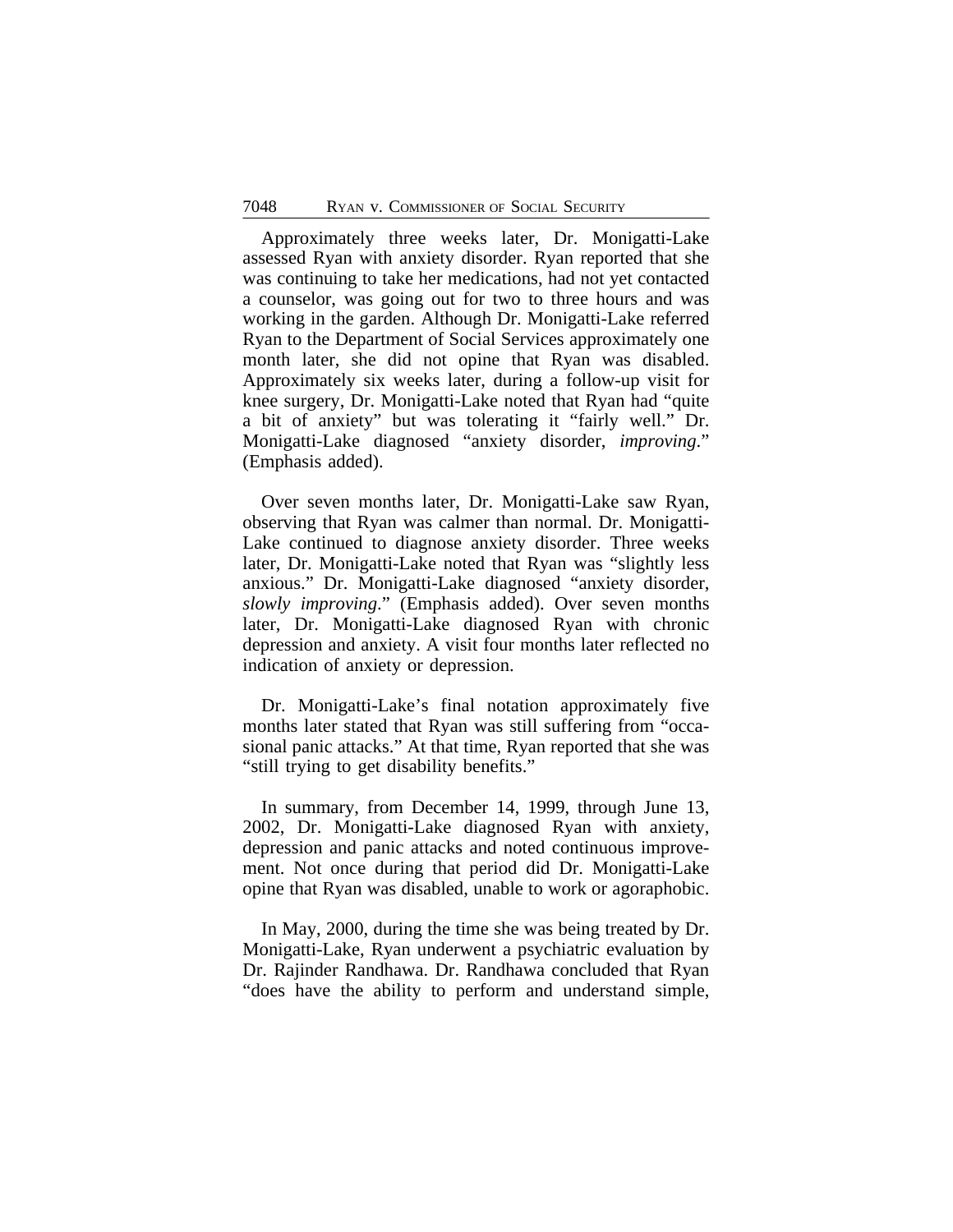Approximately three weeks later, Dr. Monigatti-Lake assessed Ryan with anxiety disorder. Ryan reported that she was continuing to take her medications, had not yet contacted a counselor, was going out for two to three hours and was working in the garden. Although Dr. Monigatti-Lake referred Ryan to the Department of Social Services approximately one month later, she did not opine that Ryan was disabled. Approximately six weeks later, during a follow-up visit for knee surgery, Dr. Monigatti-Lake noted that Ryan had "quite a bit of anxiety" but was tolerating it "fairly well." Dr. Monigatti-Lake diagnosed "anxiety disorder, *improving*." (Emphasis added).

Over seven months later, Dr. Monigatti-Lake saw Ryan, observing that Ryan was calmer than normal. Dr. Monigatti-Lake continued to diagnose anxiety disorder. Three weeks later, Dr. Monigatti-Lake noted that Ryan was "slightly less anxious." Dr. Monigatti-Lake diagnosed "anxiety disorder, *slowly improving*." (Emphasis added). Over seven months later, Dr. Monigatti-Lake diagnosed Ryan with chronic depression and anxiety. A visit four months later reflected no indication of anxiety or depression.

Dr. Monigatti-Lake's final notation approximately five months later stated that Ryan was still suffering from "occasional panic attacks." At that time, Ryan reported that she was "still trying to get disability benefits."

In summary, from December 14, 1999, through June 13, 2002, Dr. Monigatti-Lake diagnosed Ryan with anxiety, depression and panic attacks and noted continuous improvement. Not once during that period did Dr. Monigatti-Lake opine that Ryan was disabled, unable to work or agoraphobic.

In May, 2000, during the time she was being treated by Dr. Monigatti-Lake, Ryan underwent a psychiatric evaluation by Dr. Rajinder Randhawa. Dr. Randhawa concluded that Ryan "does have the ability to perform and understand simple,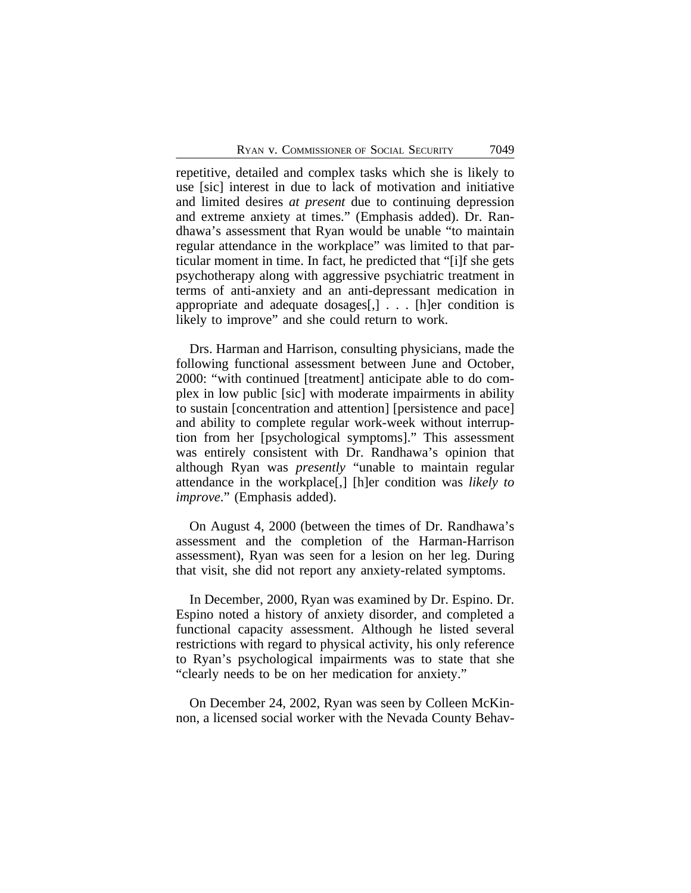repetitive, detailed and complex tasks which she is likely to use [sic] interest in due to lack of motivation and initiative and limited desires *at present* due to continuing depression and extreme anxiety at times." (Emphasis added). Dr. Randhawa's assessment that Ryan would be unable "to maintain regular attendance in the workplace" was limited to that particular moment in time. In fact, he predicted that "[i]f she gets psychotherapy along with aggressive psychiatric treatment in terms of anti-anxiety and an anti-depressant medication in appropriate and adequate dosages[,] . . . [h]er condition is likely to improve" and she could return to work.

Drs. Harman and Harrison, consulting physicians, made the following functional assessment between June and October, 2000: "with continued [treatment] anticipate able to do complex in low public [sic] with moderate impairments in ability to sustain [concentration and attention] [persistence and pace] and ability to complete regular work-week without interruption from her [psychological symptoms]." This assessment was entirely consistent with Dr. Randhawa's opinion that although Ryan was *presently* "unable to maintain regular attendance in the workplace[,] [h]er condition was *likely to improve*." (Emphasis added).

On August 4, 2000 (between the times of Dr. Randhawa's assessment and the completion of the Harman-Harrison assessment), Ryan was seen for a lesion on her leg. During that visit, she did not report any anxiety-related symptoms.

In December, 2000, Ryan was examined by Dr. Espino. Dr. Espino noted a history of anxiety disorder, and completed a functional capacity assessment. Although he listed several restrictions with regard to physical activity, his only reference to Ryan's psychological impairments was to state that she "clearly needs to be on her medication for anxiety."

On December 24, 2002, Ryan was seen by Colleen McKinnon, a licensed social worker with the Nevada County Behav-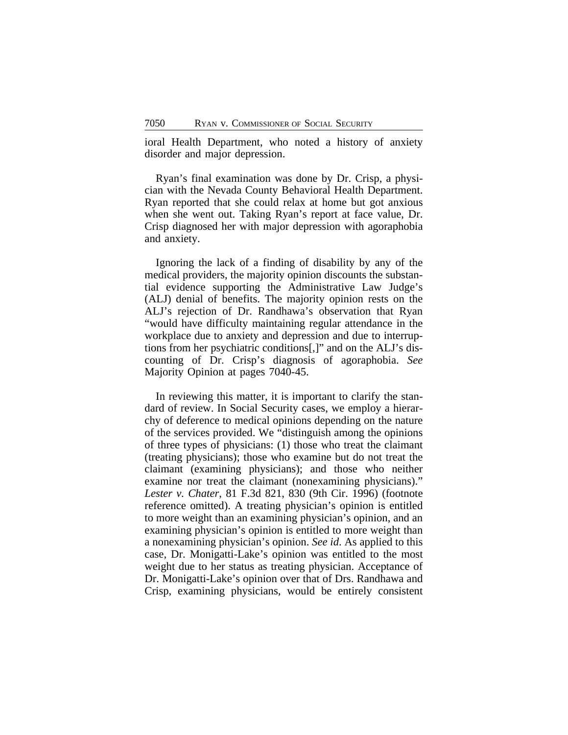ioral Health Department, who noted a history of anxiety disorder and major depression.

Ryan's final examination was done by Dr. Crisp, a physician with the Nevada County Behavioral Health Department. Ryan reported that she could relax at home but got anxious when she went out. Taking Ryan's report at face value, Dr. Crisp diagnosed her with major depression with agoraphobia and anxiety.

Ignoring the lack of a finding of disability by any of the medical providers, the majority opinion discounts the substantial evidence supporting the Administrative Law Judge's (ALJ) denial of benefits. The majority opinion rests on the ALJ's rejection of Dr. Randhawa's observation that Ryan "would have difficulty maintaining regular attendance in the workplace due to anxiety and depression and due to interruptions from her psychiatric conditions[,]" and on the ALJ's discounting of Dr. Crisp's diagnosis of agoraphobia. *See* Majority Opinion at pages 7040-45.

In reviewing this matter, it is important to clarify the standard of review. In Social Security cases, we employ a hierarchy of deference to medical opinions depending on the nature of the services provided. We "distinguish among the opinions of three types of physicians: (1) those who treat the claimant (treating physicians); those who examine but do not treat the claimant (examining physicians); and those who neither examine nor treat the claimant (nonexamining physicians)." *Lester v. Chater*, 81 F.3d 821, 830 (9th Cir. 1996) (footnote reference omitted). A treating physician's opinion is entitled to more weight than an examining physician's opinion, and an examining physician's opinion is entitled to more weight than a nonexamining physician's opinion. *See id*. As applied to this case, Dr. Monigatti-Lake's opinion was entitled to the most weight due to her status as treating physician. Acceptance of Dr. Monigatti-Lake's opinion over that of Drs. Randhawa and Crisp, examining physicians, would be entirely consistent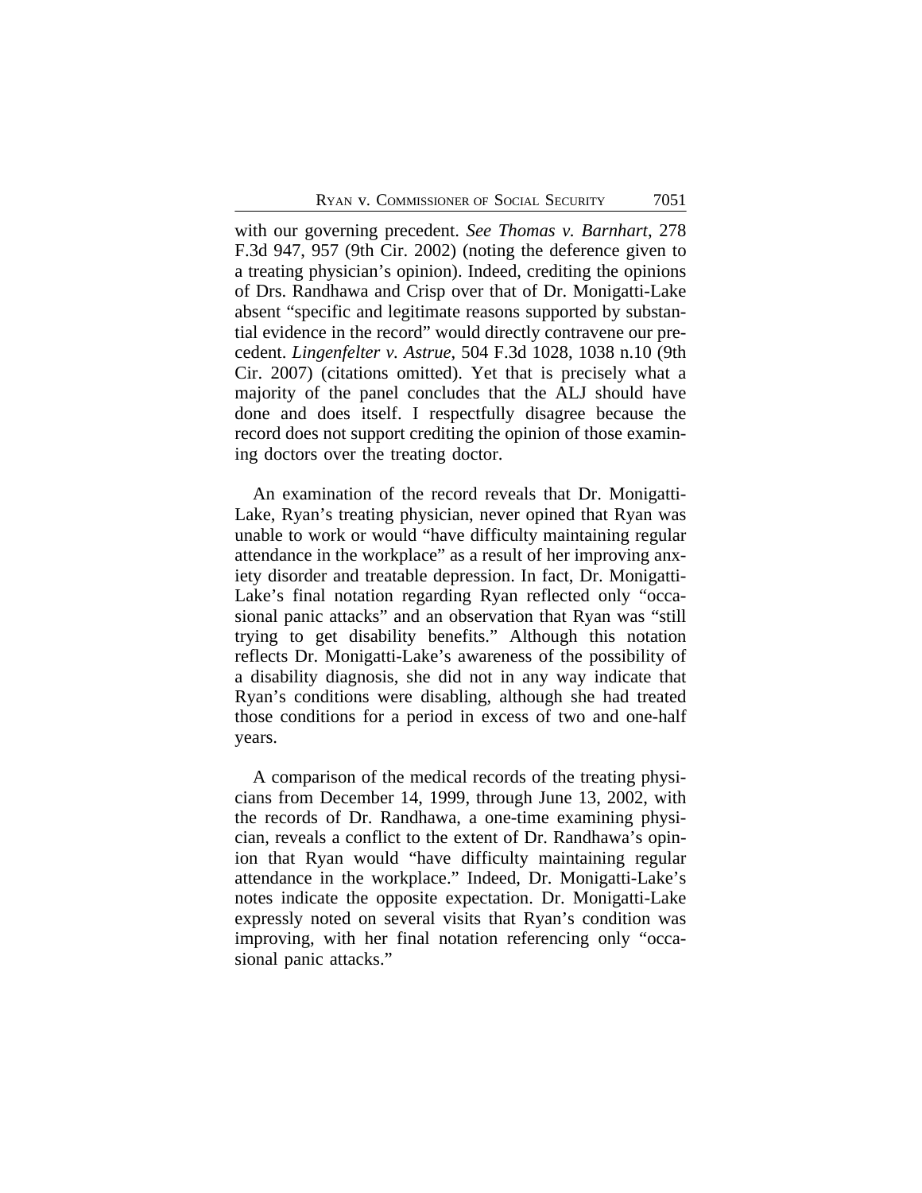with our governing precedent. *See Thomas v. Barnhart*, 278 F.3d 947, 957 (9th Cir. 2002) (noting the deference given to a treating physician's opinion). Indeed, crediting the opinions of Drs. Randhawa and Crisp over that of Dr. Monigatti-Lake absent "specific and legitimate reasons supported by substantial evidence in the record" would directly contravene our precedent. *Lingenfelter v. Astrue*, 504 F.3d 1028, 1038 n.10 (9th Cir. 2007) (citations omitted). Yet that is precisely what a majority of the panel concludes that the ALJ should have done and does itself. I respectfully disagree because the record does not support crediting the opinion of those examining doctors over the treating doctor.

An examination of the record reveals that Dr. Monigatti-Lake, Ryan's treating physician, never opined that Ryan was unable to work or would "have difficulty maintaining regular attendance in the workplace" as a result of her improving anxiety disorder and treatable depression. In fact, Dr. Monigatti-Lake's final notation regarding Ryan reflected only "occasional panic attacks" and an observation that Ryan was "still trying to get disability benefits." Although this notation reflects Dr. Monigatti-Lake's awareness of the possibility of a disability diagnosis, she did not in any way indicate that Ryan's conditions were disabling, although she had treated those conditions for a period in excess of two and one-half years.

A comparison of the medical records of the treating physicians from December 14, 1999, through June 13, 2002, with the records of Dr. Randhawa, a one-time examining physician, reveals a conflict to the extent of Dr. Randhawa's opinion that Ryan would "have difficulty maintaining regular attendance in the workplace." Indeed, Dr. Monigatti-Lake's notes indicate the opposite expectation. Dr. Monigatti-Lake expressly noted on several visits that Ryan's condition was improving, with her final notation referencing only "occasional panic attacks."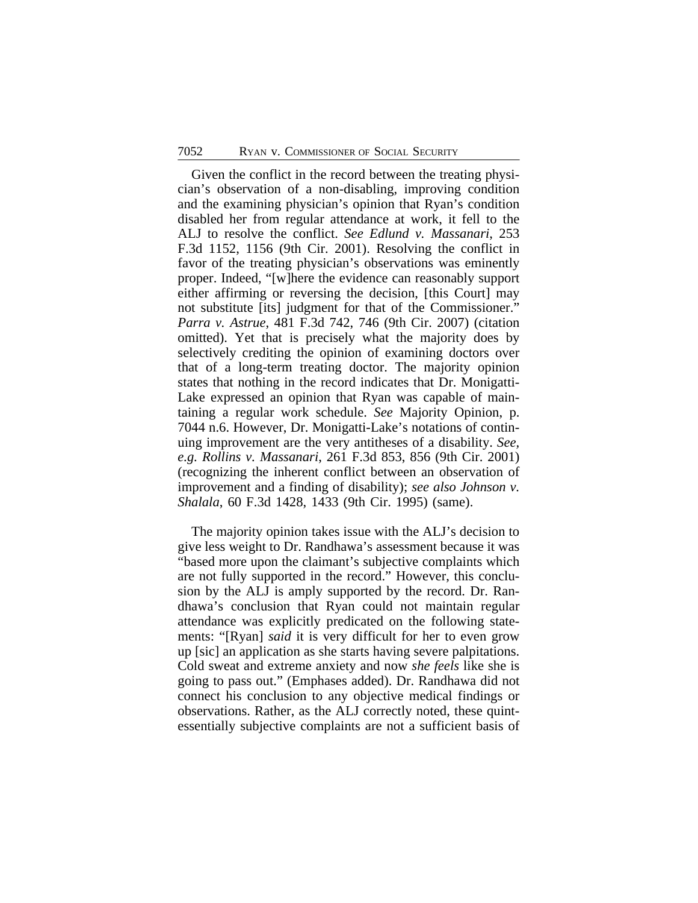Given the conflict in the record between the treating physician's observation of a non-disabling, improving condition and the examining physician's opinion that Ryan's condition disabled her from regular attendance at work, it fell to the ALJ to resolve the conflict. *See Edlund v. Massanari*, 253 F.3d 1152, 1156 (9th Cir. 2001). Resolving the conflict in favor of the treating physician's observations was eminently proper. Indeed, "[w]here the evidence can reasonably support either affirming or reversing the decision, [this Court] may not substitute [its] judgment for that of the Commissioner." *Parra v. Astrue*, 481 F.3d 742, 746 (9th Cir. 2007) (citation omitted). Yet that is precisely what the majority does by selectively crediting the opinion of examining doctors over that of a long-term treating doctor. The majority opinion states that nothing in the record indicates that Dr. Monigatti-Lake expressed an opinion that Ryan was capable of maintaining a regular work schedule. *See* Majority Opinion, p. 7044 n.6. However, Dr. Monigatti-Lake's notations of continuing improvement are the very antitheses of a disability. *See, e.g. Rollins v. Massanari*, 261 F.3d 853, 856 (9th Cir. 2001) (recognizing the inherent conflict between an observation of improvement and a finding of disability); *see also Johnson v. Shalala*, 60 F.3d 1428, 1433 (9th Cir. 1995) (same).

The majority opinion takes issue with the ALJ's decision to give less weight to Dr. Randhawa's assessment because it was "based more upon the claimant's subjective complaints which are not fully supported in the record." However, this conclusion by the ALJ is amply supported by the record. Dr. Randhawa's conclusion that Ryan could not maintain regular attendance was explicitly predicated on the following statements: "[Ryan] *said* it is very difficult for her to even grow up [sic] an application as she starts having severe palpitations. Cold sweat and extreme anxiety and now *she feels* like she is going to pass out." (Emphases added). Dr. Randhawa did not connect his conclusion to any objective medical findings or observations. Rather, as the ALJ correctly noted, these quintessentially subjective complaints are not a sufficient basis of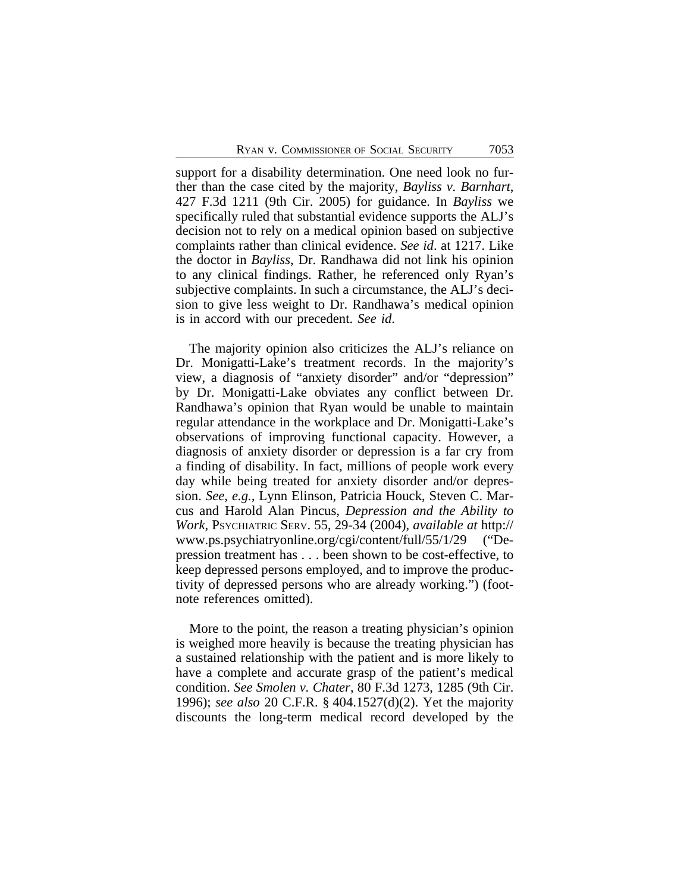support for a disability determination. One need look no further than the case cited by the majority, *Bayliss v. Barnhart*, 427 F.3d 1211 (9th Cir. 2005) for guidance. In *Bayliss* we specifically ruled that substantial evidence supports the ALJ's decision not to rely on a medical opinion based on subjective complaints rather than clinical evidence. *See id*. at 1217. Like the doctor in *Bayliss*, Dr. Randhawa did not link his opinion to any clinical findings. Rather, he referenced only Ryan's subjective complaints. In such a circumstance, the ALJ's decision to give less weight to Dr. Randhawa's medical opinion is in accord with our precedent. *See id*.

The majority opinion also criticizes the ALJ's reliance on Dr. Monigatti-Lake's treatment records. In the majority's view, a diagnosis of "anxiety disorder" and/or "depression" by Dr. Monigatti-Lake obviates any conflict between Dr. Randhawa's opinion that Ryan would be unable to maintain regular attendance in the workplace and Dr. Monigatti-Lake's observations of improving functional capacity. However, a diagnosis of anxiety disorder or depression is a far cry from a finding of disability. In fact, millions of people work every day while being treated for anxiety disorder and/or depression. *See, e.g.*, Lynn Elinson, Patricia Houck, Steven C. Marcus and Harold Alan Pincus, *Depression and the Ability to Work*, PSYCHIATRIC SERV. 55, 29-34 (2004), *available at* http://www.ps.psychiatryonline.org/cgi/content/full/55/1/29 ("Depression treatment has . . . been shown to be cost-effective, to keep depressed persons employed, and to improve the productivity of depressed persons who are already working.") (footnote references omitted).

More to the point, the reason a treating physician's opinion is weighed more heavily is because the treating physician has a sustained relationship with the patient and is more likely to have a complete and accurate grasp of the patient's medical condition. *See Smolen v. Chater*, 80 F.3d 1273, 1285 (9th Cir. 1996); *see also* 20 C.F.R. § 404.1527(d)(2). Yet the majority discounts the long-term medical record developed by the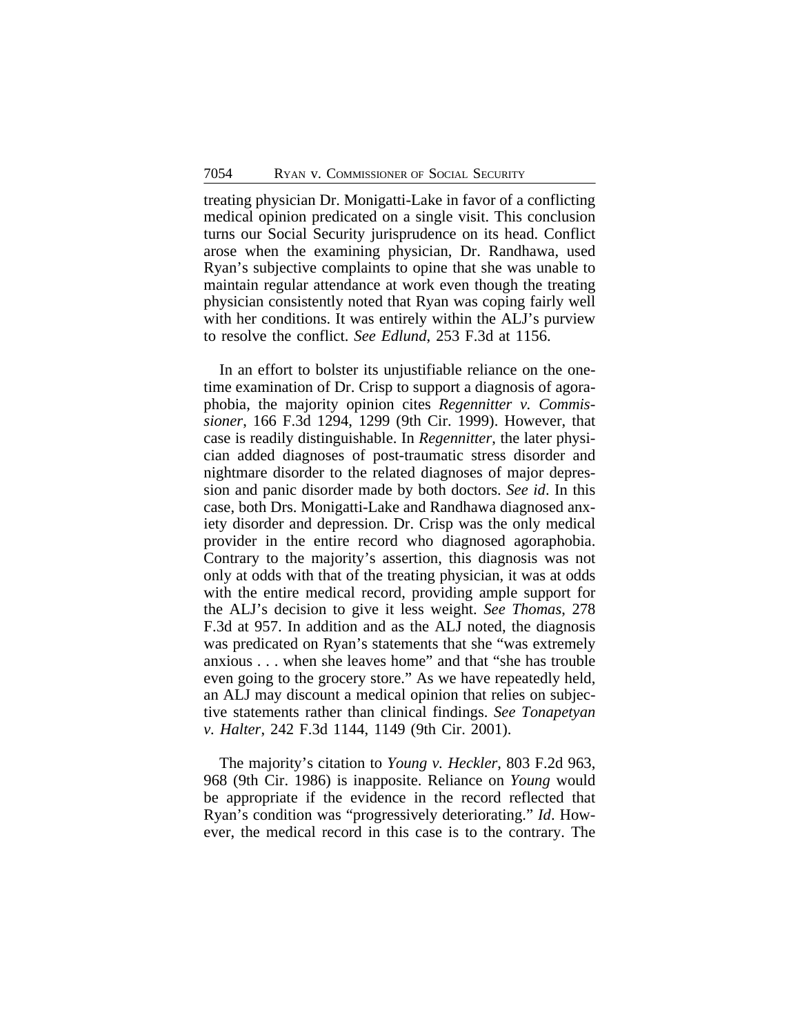treating physician Dr. Monigatti-Lake in favor of a conflicting medical opinion predicated on a single visit. This conclusion turns our Social Security jurisprudence on its head. Conflict arose when the examining physician, Dr. Randhawa, used Ryan's subjective complaints to opine that she was unable to maintain regular attendance at work even though the treating physician consistently noted that Ryan was coping fairly well with her conditions. It was entirely within the ALJ's purview to resolve the conflict. *See Edlund*, 253 F.3d at 1156.

In an effort to bolster its unjustifiable reliance on the one-time examination of Dr. Crisp to support a diagnosis of agoraphobia, the majority opinion cites *Regennitter v. Commissioner*, 166 F.3d 1294, 1299 (9th Cir. 1999). However, that case is readily distinguishable. In *Regennitter*, the later physician added diagnoses of post-traumatic stress disorder and nightmare disorder to the related diagnoses of major depression and panic disorder made by both doctors. *See id*. In this case, both Drs. Monigatti-Lake and Randhawa diagnosed anxiety disorder and depression. Dr. Crisp was the only medical provider in the entire record who diagnosed agoraphobia. Contrary to the majority's assertion, this diagnosis was not only at odds with that of the treating physician, it was at odds with the entire medical record, providing ample support for the ALJ's decision to give it less weight. *See Thomas*, 278 F.3d at 957. In addition and as the ALJ noted, the diagnosis was predicated on Ryan's statements that she "was extremely anxious . . . when she leaves home" and that "she has trouble even going to the grocery store." As we have repeatedly held, an ALJ may discount a medical opinion that relies on subjective statements rather than clinical findings. *See Tonapetyan v. Halter*, 242 F.3d 1144, 1149 (9th Cir. 2001).

The majority's citation to *Young v. Heckler*, 803 F.2d 963, 968 (9th Cir. 1986) is inapposite. Reliance on *Young* would be appropriate if the evidence in the record reflected that Ryan's condition was "progressively deteriorating." *Id*. However, the medical record in this case is to the contrary. The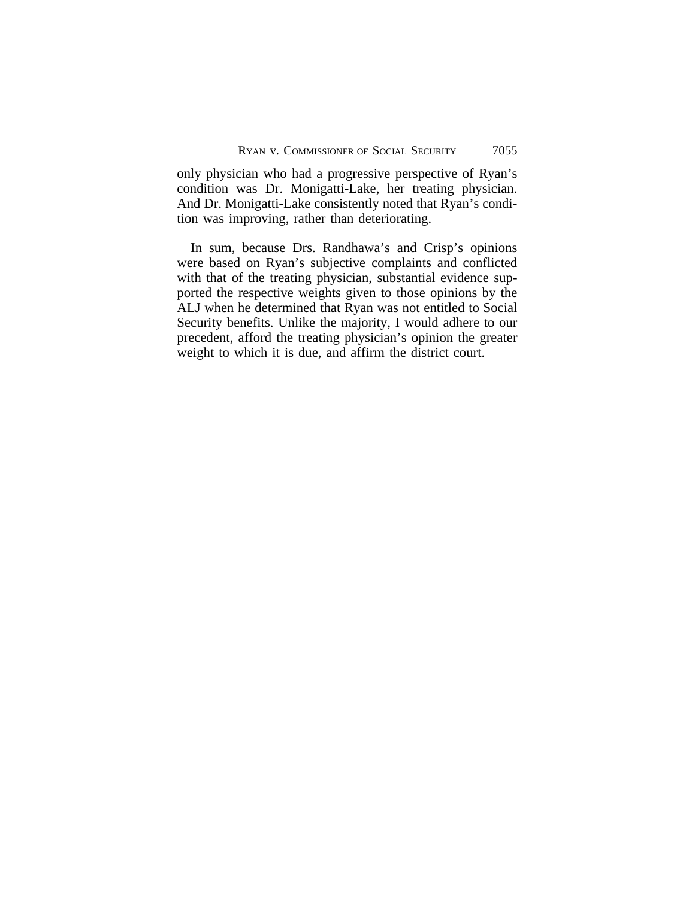only physician who had a progressive perspective of Ryan's condition was Dr. Monigatti-Lake, her treating physician. And Dr. Monigatti-Lake consistently noted that Ryan's condition was improving, rather than deteriorating.

In sum, because Drs. Randhawa's and Crisp's opinions were based on Ryan's subjective complaints and conflicted with that of the treating physician, substantial evidence supported the respective weights given to those opinions by the ALJ when he determined that Ryan was not entitled to Social Security benefits. Unlike the majority, I would adhere to our precedent, afford the treating physician's opinion the greater weight to which it is due, and affirm the district court.